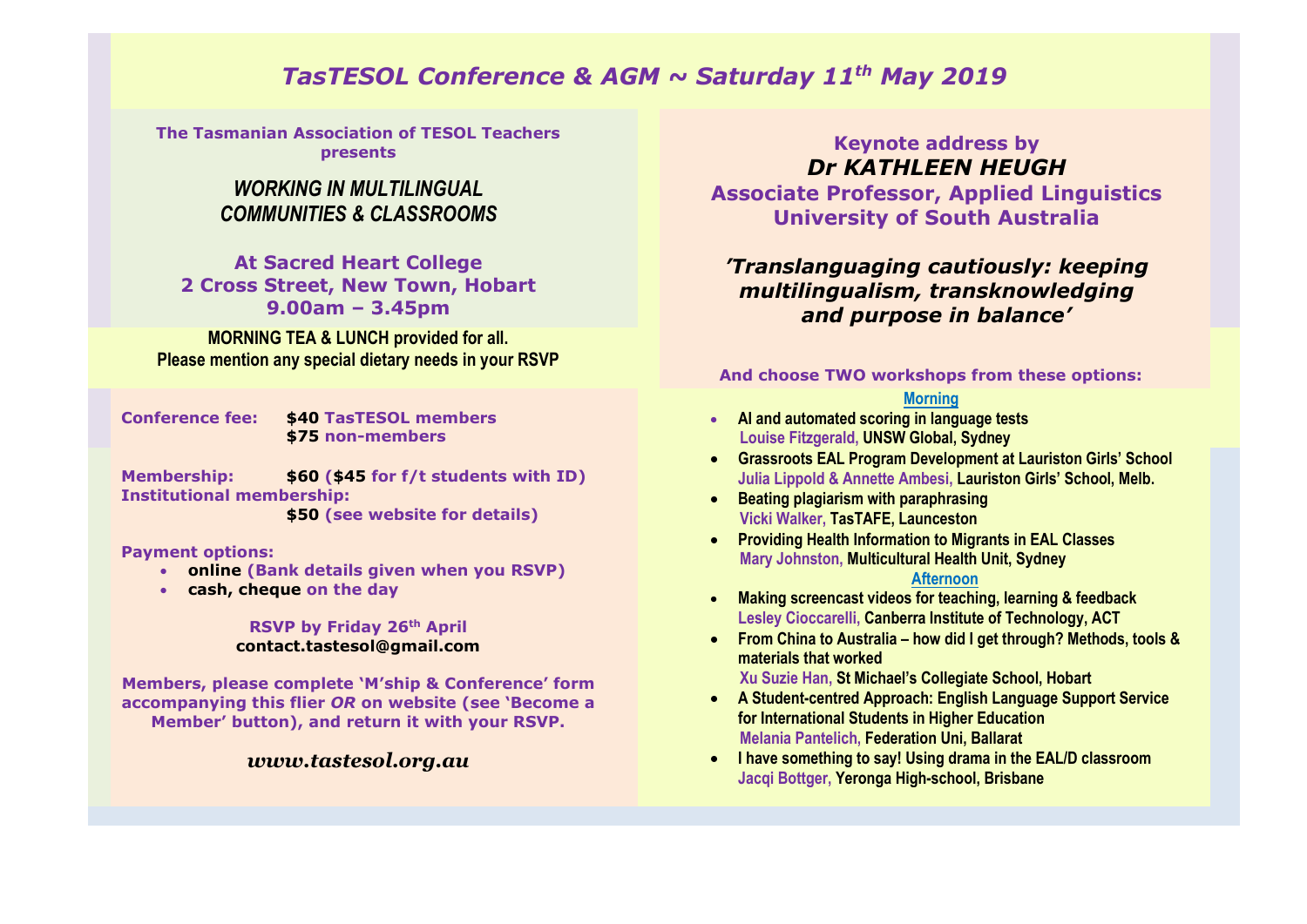# *TasTESOL Conference & AGM ~ Saturday 11th May 2019*

**The Tasmanian Association of TESOL Teachers presents**

## *WORKING IN MULTILINGUAL COMMUNITIES & CLASSROOMS*

**At Sacred Heart College**
**2 Cross Street, New Town, Hobart**
**9.00am – 3.45pm**

**MORNING TEA & LUNCH provided for all.**
**Please mention any special dietary needs in your RSVP**

**Conference fee:** **$40** **TasTESOL members**
**$75** **non-members**

**Membership:** **$60** **($45 for f/t students with ID)**
**Institutional membership:**
**$50** **(see website for details)**

**Payment options:**

- **online** **(Bank details given when you RSVP)**
- **cash, cheque** **on the day**

**RSVP by Friday 26th April**
**contact.tastesol@gmail.com**

**Members, please complete 'M'ship & Conference' form accompanying this flier *OR* on website (see 'Become a Member' button), and return it with your RSVP.**

***www.tastesol.org.au***

**Keynote address by**
## *Dr KATHLEEN HEUGH*
**Associate Professor, Applied Linguistics**
**University of South Australia**

***'Translanguaging cautiously: keeping multilingualism, transknowledging and purpose in balance'***

**And choose TWO workshops from these options:**

**Morning**

- **AI and automated scoring in language tests**
  Louise Fitzgerald, UNSW Global, Sydney
- **Grassroots EAL Program Development at Lauriston Girls' School**
  Julia Lippold & Annette Ambesi, Lauriston Girls' School, Melb.
- **Beating plagiarism with paraphrasing**
  Vicki Walker, TasTAFE, Launceston
- **Providing Health Information to Migrants in EAL Classes**
  Mary Johnston, Multicultural Health Unit, Sydney

**Afternoon**

- **Making screencast videos for teaching, learning & feedback**
  Lesley Cioccarelli, Canberra Institute of Technology, ACT
- **From China to Australia – how did I get through? Methods, tools & materials that worked**
  Xu Suzie Han, St Michael's Collegiate School, Hobart
- **A Student-centred Approach: English Language Support Service for International Students in Higher Education**
  Melania Pantelich, Federation Uni, Ballarat
- **I have something to say! Using drama in the EAL/D classroom**
  Jacqi Bottger, Yeronga High-school, Brisbane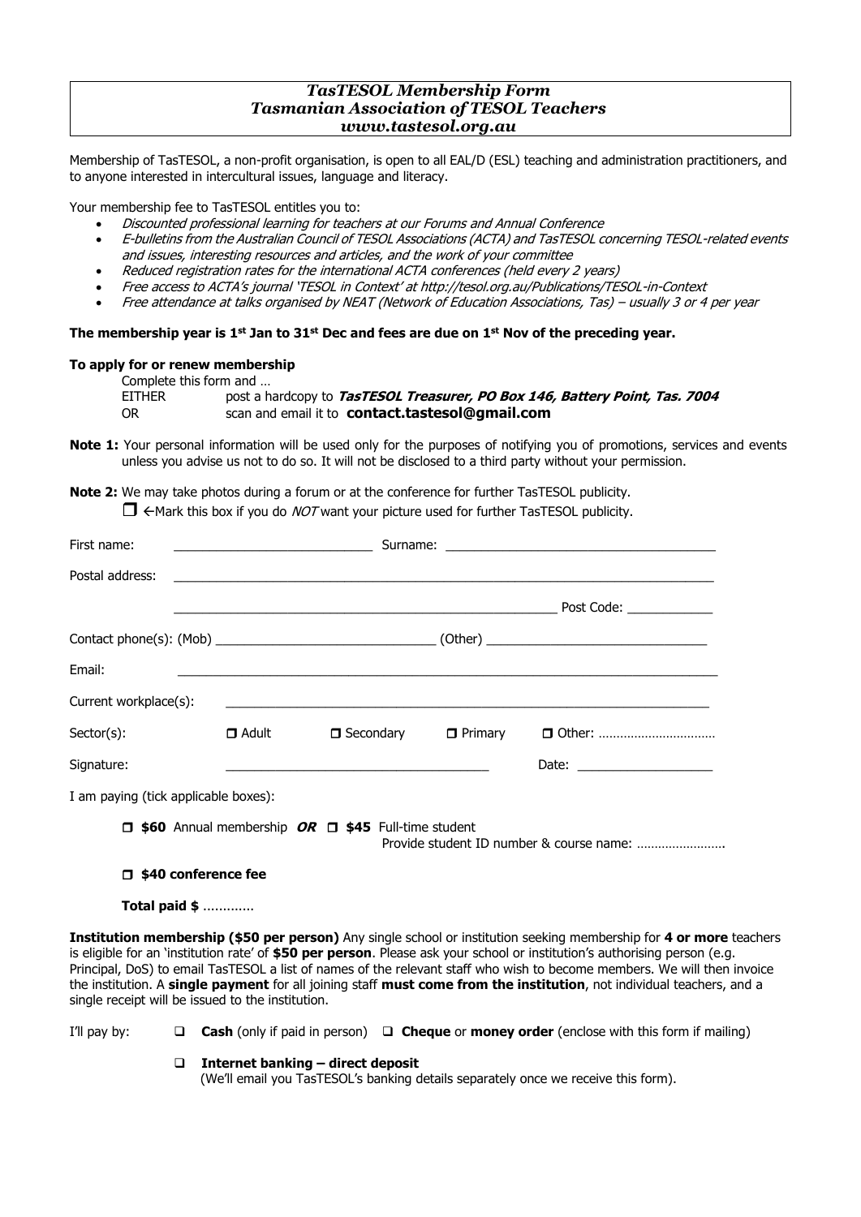# *TasTESOL Membership Form*
# *Tasmanian Association of TESOL Teachers*
# *www.tastesol.org.au*

Membership of TasTESOL, a non-profit organisation, is open to all EAL/D (ESL) teaching and administration practitioners, and to anyone interested in intercultural issues, language and literacy.

Your membership fee to TasTESOL entitles you to:

- *Discounted professional learning for teachers at our Forums and Annual Conference*
- *E-bulletins from the Australian Council of TESOL Associations (ACTA) and TasTESOL concerning TESOL-related events and issues, interesting resources and articles, and the work of your committee*
- *Reduced registration rates for the international ACTA conferences (held every 2 years)*
- *Free access to ACTA's journal 'TESOL in Context' at http://tesol.org.au/Publications/TESOL-in-Context*
- *Free attendance at talks organised by NEAT (Network of Education Associations, Tas) – usually 3 or 4 per year*

**The membership year is 1st Jan to 31st Dec and fees are due on 1st Nov of the preceding year.**

**To apply for or renew membership**

Complete this form and …

EITHER post a hardcopy to ***TasTESOL Treasurer, PO Box 146, Battery Point, Tas. 7004***

OR scan and email it to **contact.tastesol@gmail.com**

**Note 1:** Your personal information will be used only for the purposes of notifying you of promotions, services and events unless you advise us not to do so. It will not be disclosed to a third party without your permission.

**Note 2:** We may take photos during a forum or at the conference for further TasTESOL publicity.

☐ ←Mark this box if you do *NOT* want your picture used for further TasTESOL publicity.

First name: ____________________ Surname: ____________________

Postal address: ________________________________________

________________________________________ Post Code: __________

Contact phone(s): (Mob) ____________________ (Other) ____________________

Email: ________________________________________

Current workplace(s): ________________________________________

Sector(s): ☐ Adult ☐ Secondary ☐ Primary ☐ Other: ……………………………

Signature: ____________________ Date: ____________________

I am paying (tick applicable boxes):

☐ **$60** Annual membership ***OR*** ☐ **$45** Full-time student
Provide student ID number & course name: …………………….

☐ **$40 conference fee**

**Total paid $** ………….

**Institution membership ($50 per person)** Any single school or institution seeking membership for **4 or more** teachers is eligible for an 'institution rate' of **$50 per person**. Please ask your school or institution's authorising person (e.g. Principal, DoS) to email TasTESOL a list of names of the relevant staff who wish to become members. We will then invoice the institution. A **single payment** for all joining staff **must come from the institution**, not individual teachers, and a single receipt will be issued to the institution.

I'll pay by: ☐ **Cash** (only if paid in person) ☐ **Cheque** or **money order** (enclose with this form if mailing)

☐ **Internet banking – direct deposit**
(We'll email you TasTESOL's banking details separately once we receive this form).